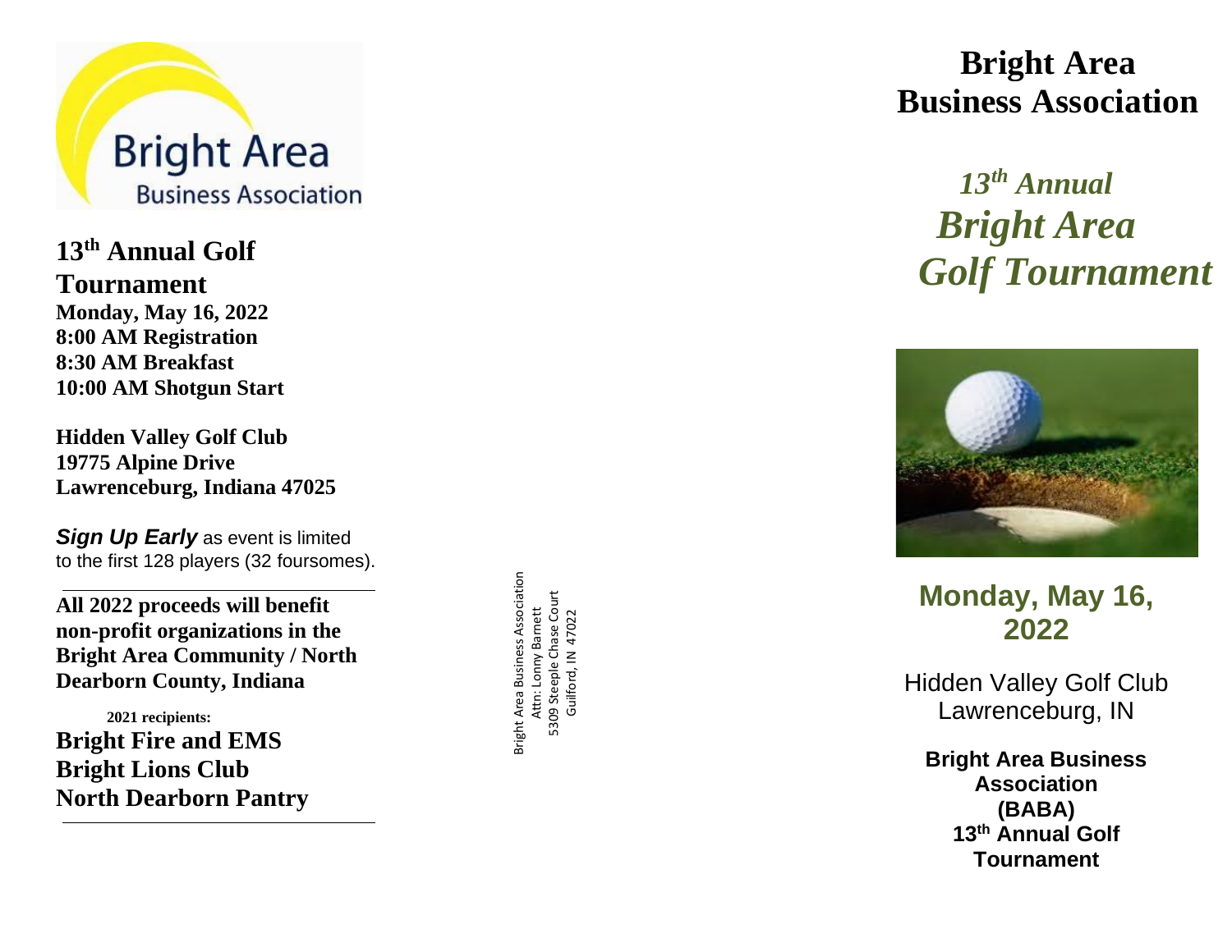Bright Area

Business Association

## 13th Annual Golf Tournament

**Monday, May 16, 2022**
**8:00 AM Registration**
**8:30 AM Breakfast**
**10:00 AM Shotgun Start**

**Hidden Valley Golf Club**
**19775 Alpine Drive**
**Lawrenceburg, Indiana 47025**

***Sign Up Early*** as event is limited to the first 128 players (32 foursomes).

---

**All 2022 proceeds will benefit non-profit organizations in the Bright Area Community / North Dearborn County, Indiana**

**2021 recipients:**

**Bright Fire and EMS**
**Bright Lions Club**
**North Dearborn Pantry**

---

Bright Area Business Association
Attn: Lonny Barnett
5309 Steeple Chase Court
Guilford, IN 47022

# Bright Area Business Association

## *13th Annual Bright Area Golf Tournament*

## Monday, May 16, 2022

Hidden Valley Golf Club
Lawrenceburg, IN

**Bright Area Business Association (BABA)**
**13th Annual Golf Tournament**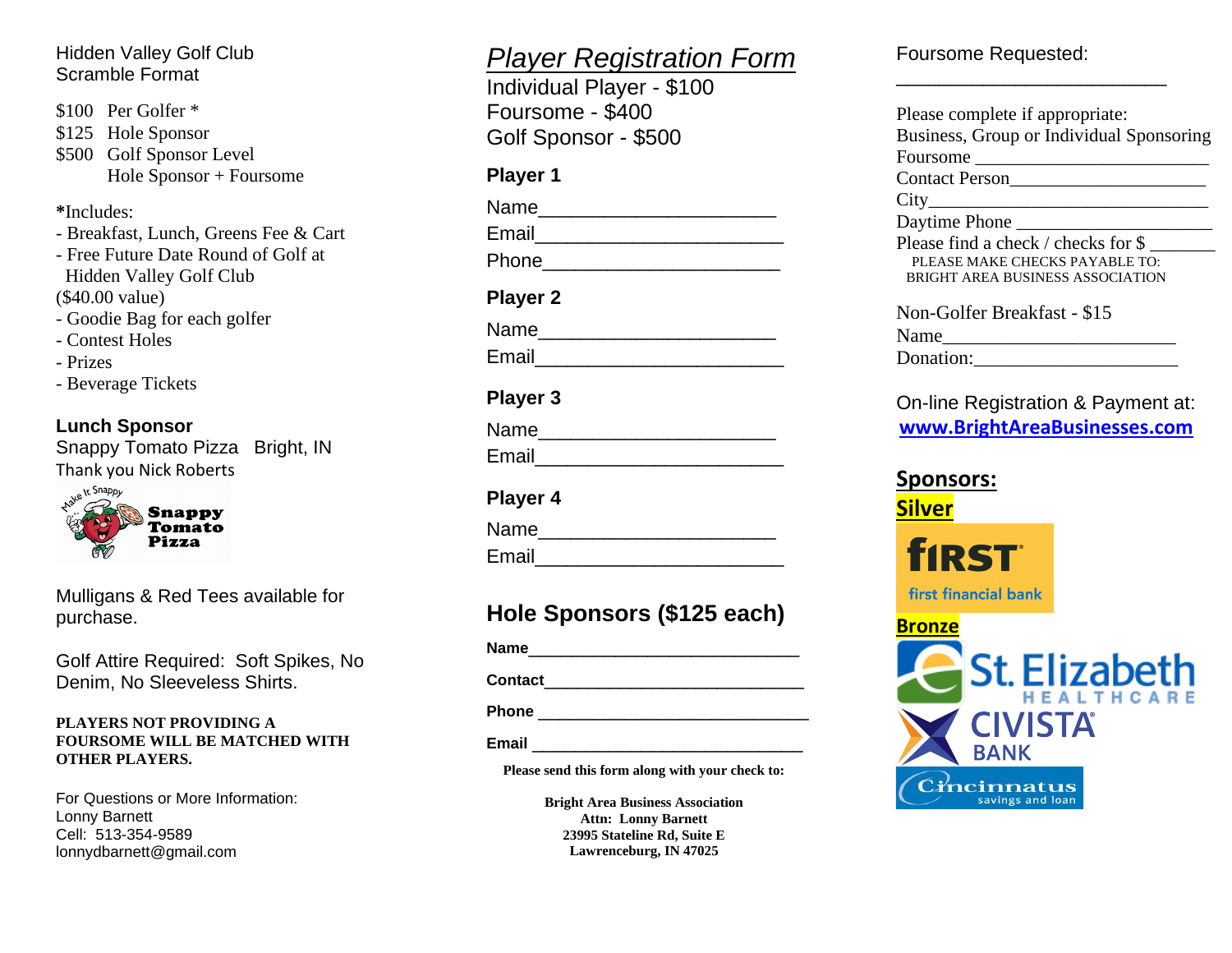Hidden Valley Golf Club
Scramble Format

$100 Per Golfer *
$125 Hole Sponsor
$500 Golf Sponsor Level
Hole Sponsor + Foursome

***Includes:**
- Breakfast, Lunch, Greens Fee & Cart
- Free Future Date Round of Golf at Hidden Valley Golf Club ($40.00 value)
- Goodie Bag for each golfer
- Contest Holes
- Prizes
- Beverage Tickets

**Lunch Sponsor**
Snappy Tomato Pizza Bright, IN
Thank you Nick Roberts

Mulligans & Red Tees available for purchase.

Golf Attire Required: Soft Spikes, No Denim, No Sleeveless Shirts.

**PLAYERS NOT PROVIDING A FOURSOME WILL BE MATCHED WITH OTHER PLAYERS.**

For Questions or More Information:
Lonny Barnett
Cell: 513-354-9589
lonnydbarnett@gmail.com

# *Player Registration Form*

Individual Player - $100
Foursome - $400
Golf Sponsor - $500

**Player 1**

Name______________________
Email_______________________
Phone______________________

**Player 2**

Name______________________
Email_______________________

**Player 3**

Name______________________
Email_______________________

**Player 4**

Name______________________
Email_______________________

## Hole Sponsors ($125 each)

**Name**____________________________
**Contact**__________________________
**Phone** ____________________________
**Email** ____________________________

**Please send this form along with your check to:**

**Bright Area Business Association**
**Attn: Lonny Barnett**
**23995 Stateline Rd, Suite E**
**Lawrenceburg, IN 47025**

Foursome Requested:
_________________________

Please complete if appropriate:
Business, Group or Individual Sponsoring Foursome ______________________
Contact Person____________________
City______________________________
Daytime Phone ___________________
Please find a check / checks for $ _______
PLEASE MAKE CHECKS PAYABLE TO:
BRIGHT AREA BUSINESS ASSOCIATION

Non-Golfer Breakfast - $15
Name_______________________
Donation:____________________

On-line Registration & Payment at:
**www.BrightAreaBusinesses.com**

**Sponsors:**

**Silver**

First Financial Bank

**Bronze**

St. Elizabeth Healthcare
Civista Bank
Cincinnatus Savings and Loan